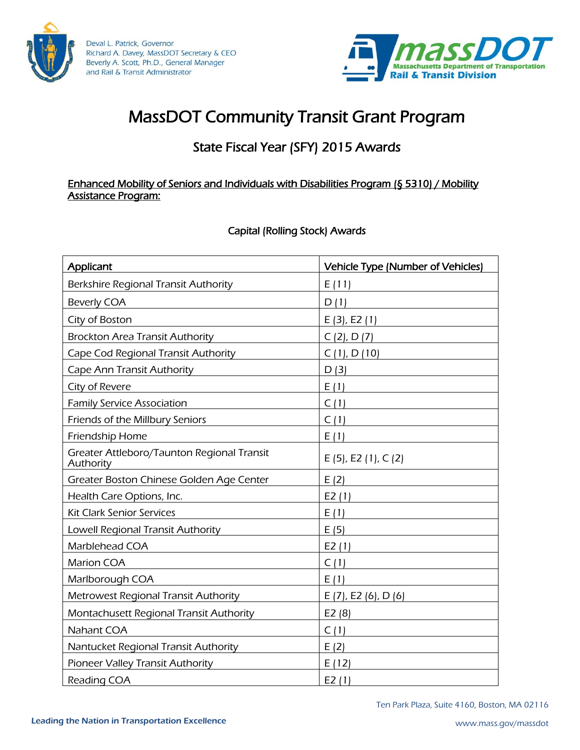Deval L. Patrick, Governor
Richard A. Davey, MassDOT Secretary & CEO
Beverly A. Scott, Ph.D., General Manager
and Rail & Transit Administrator

massDOT
Massachusetts Department of Transportation
Rail & Transit Division

# MassDOT Community Transit Grant Program

## State Fiscal Year (SFY) 2015 Awards

**Enhanced Mobility of Seniors and Individuals with Disabilities Program (§ 5310) / Mobility Assistance Program:**

### Capital (Rolling Stock) Awards

| Applicant | Vehicle Type (Number of Vehicles) |
|---|---|
| Berkshire Regional Transit Authority | E (11) |
| Beverly COA | D (1) |
| City of Boston | E (3), E2 (1) |
| Brockton Area Transit Authority | C (2), D (7) |
| Cape Cod Regional Transit Authority | C (1), D (10) |
| Cape Ann Transit Authority | D (3) |
| City of Revere | E (1) |
| Family Service Association | C (1) |
| Friends of the Millbury Seniors | C (1) |
| Friendship Home | E (1) |
| Greater Attleboro/Taunton Regional Transit Authority | E (5), E2 (1), C (2) |
| Greater Boston Chinese Golden Age Center | E (2) |
| Health Care Options, Inc. | E2 (1) |
| Kit Clark Senior Services | E (1) |
| Lowell Regional Transit Authority | E (5) |
| Marblehead COA | E2 (1) |
| Marion COA | C (1) |
| Marlborough COA | E (1) |
| Metrowest Regional Transit Authority | E (7), E2 (6), D (6) |
| Montachusett Regional Transit Authority | E2 (8) |
| Nahant COA | C (1) |
| Nantucket Regional Transit Authority | E (2) |
| Pioneer Valley Transit Authority | E (12) |
| Reading COA | E2 (1) |

Ten Park Plaza, Suite 4160, Boston, MA 02116

Leading the Nation in Transportation Excellence

www.mass.gov/massdot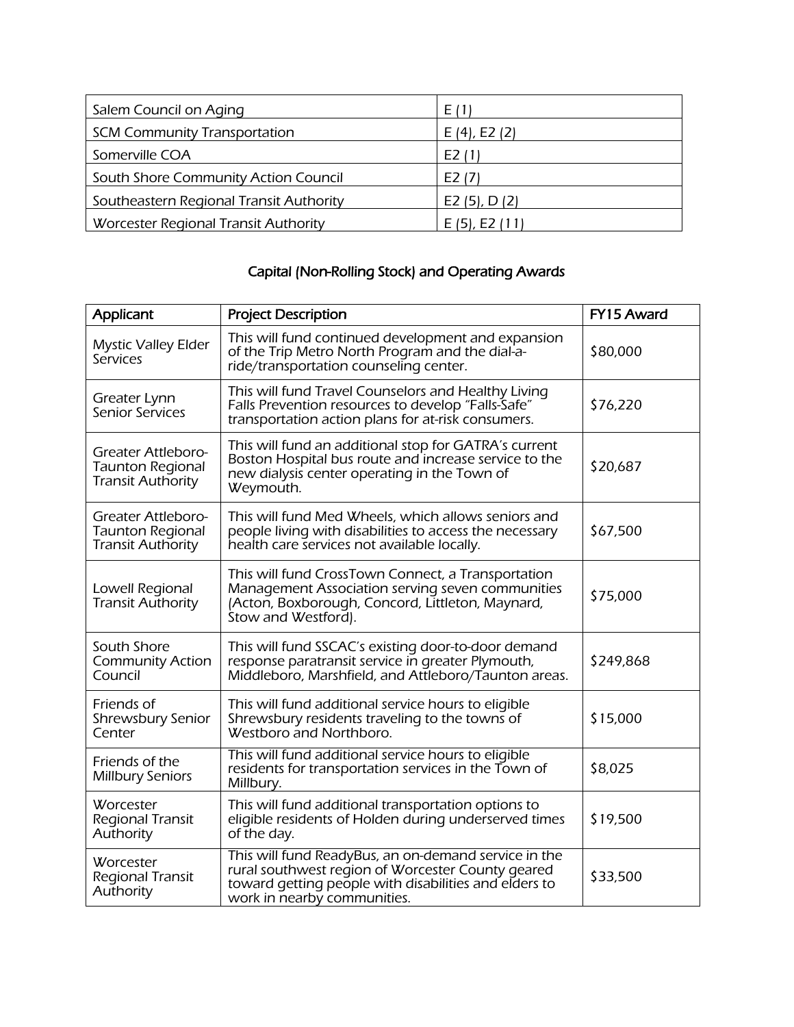| | |
|---|---|
| Salem Council on Aging | E (1) |
| SCM Community Transportation | E (4), E2 (2) |
| Somerville COA | E2 (1) |
| South Shore Community Action Council | E2 (7) |
| Southeastern Regional Transit Authority | E2 (5), D (2) |
| Worcester Regional Transit Authority | E (5), E2 (11) |

## Capital (Non-Rolling Stock) and Operating Awards

| Applicant | Project Description | FY15 Award |
|---|---|---|
| Mystic Valley Elder Services | This will fund continued development and expansion of the Trip Metro North Program and the dial-a-ride/transportation counseling center. | $80,000 |
| Greater Lynn Senior Services | This will fund Travel Counselors and Healthy Living Falls Prevention resources to develop "Falls-Safe" transportation action plans for at-risk consumers. | $76,220 |
| Greater Attleboro-Taunton Regional Transit Authority | This will fund an additional stop for GATRA's current Boston Hospital bus route and increase service to the new dialysis center operating in the Town of Weymouth. | $20,687 |
| Greater Attleboro-Taunton Regional Transit Authority | This will fund Med Wheels, which allows seniors and people living with disabilities to access the necessary health care services not available locally. | $67,500 |
| Lowell Regional Transit Authority | This will fund CrossTown Connect, a Transportation Management Association serving seven communities (Acton, Boxborough, Concord, Littleton, Maynard, Stow and Westford). | $75,000 |
| South Shore Community Action Council | This will fund SSCAC's existing door-to-door demand response paratransit service in greater Plymouth, Middleboro, Marshfield, and Attleboro/Taunton areas. | $249,868 |
| Friends of Shrewsbury Senior Center | This will fund additional service hours to eligible Shrewsbury residents traveling to the towns of Westboro and Northboro. | $15,000 |
| Friends of the Millbury Seniors | This will fund additional service hours to eligible residents for transportation services in the Town of Millbury. | $8,025 |
| Worcester Regional Transit Authority | This will fund additional transportation options to eligible residents of Holden during underserved times of the day. | $19,500 |
| Worcester Regional Transit Authority | This will fund ReadyBus, an on-demand service in the rural southwest region of Worcester County geared toward getting people with disabilities and elders to work in nearby communities. | $33,500 |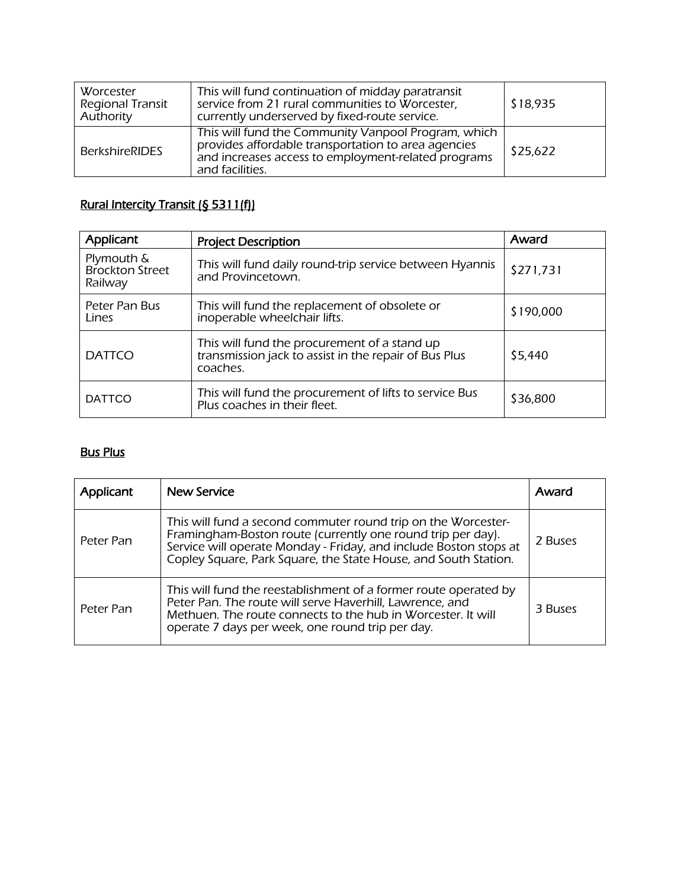| | | |
|---|---|---|
| Worcester Regional Transit Authority | This will fund continuation of midday paratransit service from 21 rural communities to Worcester, currently underserved by fixed-route service. | $18,935 |
| BerkshireRIDES | This will fund the Community Vanpool Program, which provides affordable transportation to area agencies and increases access to employment-related programs and facilities. | $25,622 |

## Rural Intercity Transit (§ 5311(f))

| Applicant | Project Description | Award |
|---|---|---|
| Plymouth & Brockton Street Railway | This will fund daily round-trip service between Hyannis and Provincetown. | $271,731 |
| Peter Pan Bus Lines | This will fund the replacement of obsolete or inoperable wheelchair lifts. | $190,000 |
| DATTCO | This will fund the procurement of a stand up transmission jack to assist in the repair of Bus Plus coaches. | $5,440 |
| DATTCO | This will fund the procurement of lifts to service Bus Plus coaches in their fleet. | $36,800 |

## Bus Plus

| Applicant | New Service | Award |
|---|---|---|
| Peter Pan | This will fund a second commuter round trip on the Worcester-Framingham-Boston route (currently one round trip per day). Service will operate Monday - Friday, and include Boston stops at Copley Square, Park Square, the State House, and South Station. | 2 Buses |
| Peter Pan | This will fund the reestablishment of a former route operated by Peter Pan. The route will serve Haverhill, Lawrence, and Methuen. The route connects to the hub in Worcester. It will operate 7 days per week, one round trip per day. | 3 Buses |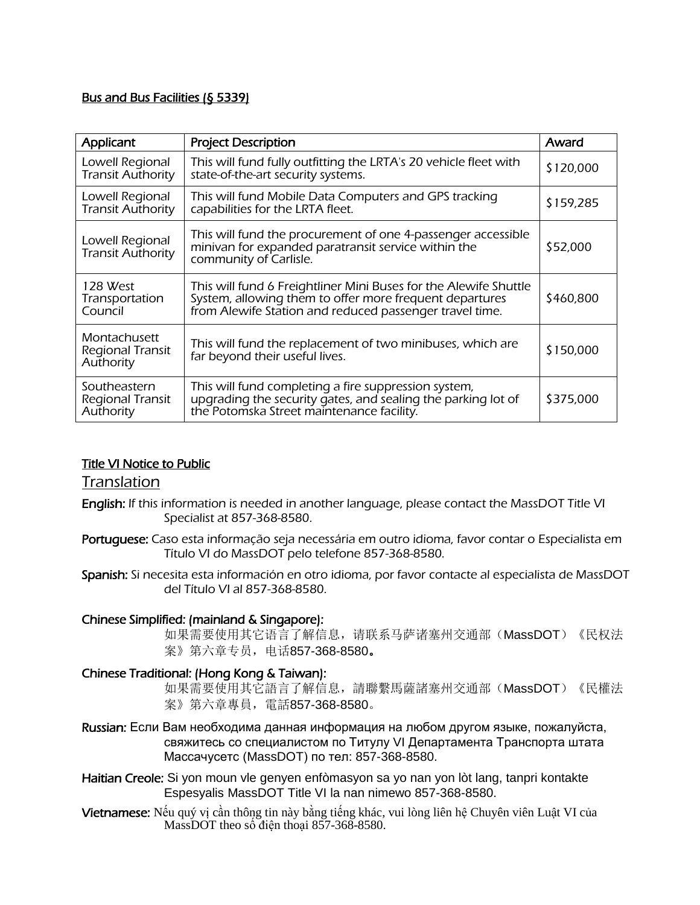## Bus and Bus Facilities (§ 5339)

| Applicant | Project Description | Award |
|---|---|---|
| Lowell Regional Transit Authority | This will fund fully outfitting the LRTA's 20 vehicle fleet with state-of-the-art security systems. | $120,000 |
| Lowell Regional Transit Authority | This will fund Mobile Data Computers and GPS tracking capabilities for the LRTA fleet. | $159,285 |
| Lowell Regional Transit Authority | This will fund the procurement of one 4-passenger accessible minivan for expanded paratransit service within the community of Carlisle. | $52,000 |
| 128 West Transportation Council | This will fund 6 Freightliner Mini Buses for the Alewife Shuttle System, allowing them to offer more frequent departures from Alewife Station and reduced passenger travel time. | $460,800 |
| Montachusett Regional Transit Authority | This will fund the replacement of two minibuses, which are far beyond their useful lives. | $150,000 |
| Southeastern Regional Transit Authority | This will fund completing a fire suppression system, upgrading the security gates, and sealing the parking lot of the Potomska Street maintenance facility. | $375,000 |

## Title VI Notice to Public

### Translation

**English:** If this information is needed in another language, please contact the MassDOT Title VI Specialist at 857-368-8580.

**Portuguese:** Caso esta informação seja necessária em outro idioma, favor contar o Especialista em Título VI do MassDOT pelo telefone 857-368-8580.

**Spanish:** Si necesita esta información en otro idioma, por favor contacte al especialista de MassDOT del Título VI al 857-368-8580.

**Chinese Simplified: (mainland & Singapore):**
如果需要使用其它语言了解信息，请联系马萨诸塞州交通部（MassDOT）《民权法案》第六章专员，电话857-368-8580。

**Chinese Traditional: (Hong Kong & Taiwan):**
如果需要使用其它語言了解信息，請聯繫馬薩諸塞州交通部（MassDOT）《民權法案》第六章專員，電話857-368-8580。

**Russian:** Если Вам необходима данная информация на любом другом языке, пожалуйста, свяжитесь со специалистом по Титулу VI Департамента Транспорта штата Массачусетс (MassDOT) по тел: 857-368-8580.

**Haitian Creole:** Si yon moun vle genyen enfòmasyon sa yo nan yon lòt lang, tanpri kontakte Espesyalis MassDOT Title VI la nan nimewo 857-368-8580.

**Vietnamese:** Nếu quý vị cần thông tin này bằng tiếng khác, vui lòng liên hệ Chuyên viên Luật VI của MassDOT theo số điện thoại 857-368-8580.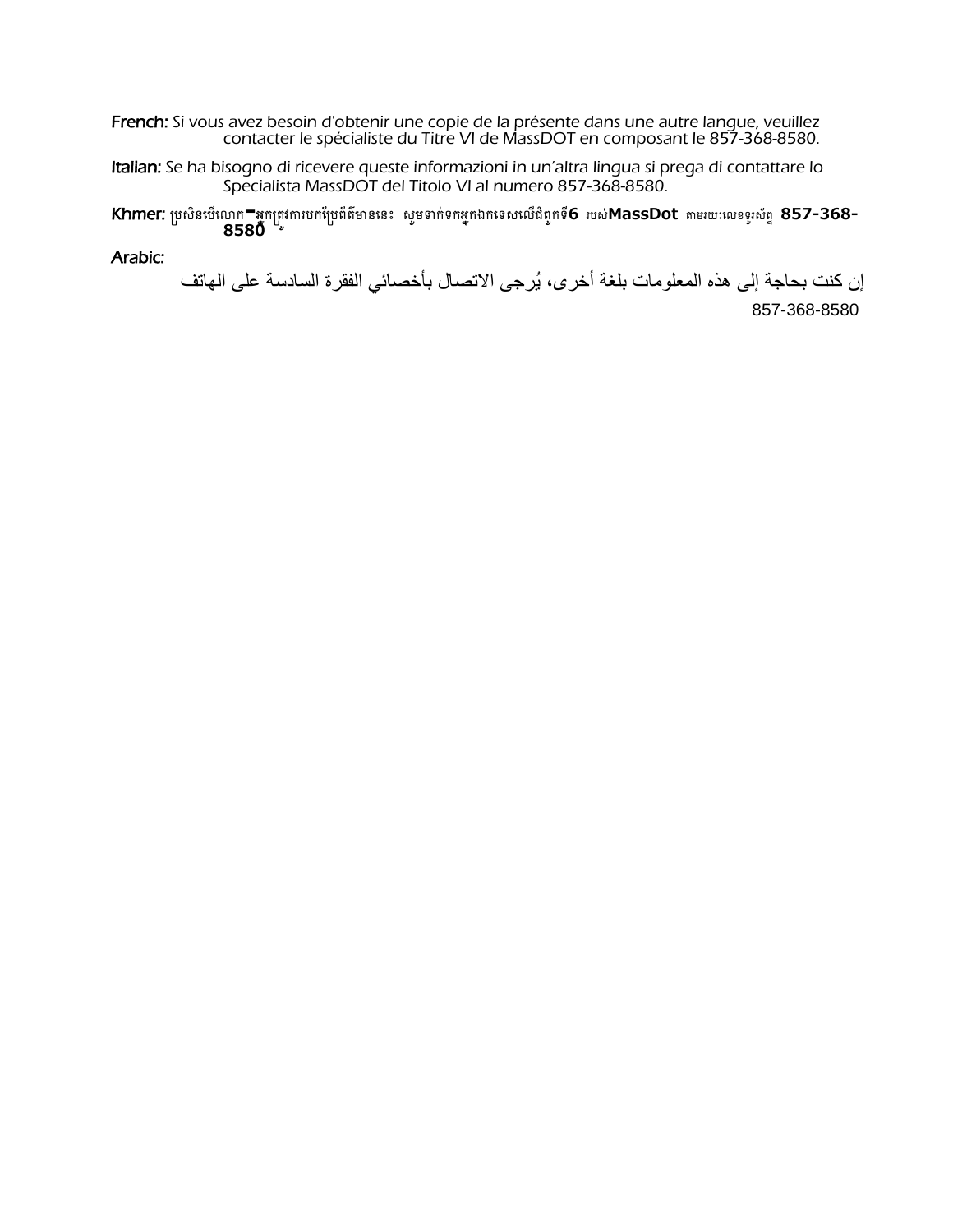**French:** Si vous avez besoin d'obtenir une copie de la présente dans une autre langue, veuillez contacter le spécialiste du Titre VI de MassDOT en composant le 857-368-8580.

**Italian:** Se ha bisogno di ricevere queste informazioni in un'altra lingua si prega di contattare lo Specialista MassDOT del Titolo VI al numero 857-368-8580.

**Khmer:** ប្រសិនបើលោក-អ្នកត្រូវការបកប្រែព័ត៌មាននេះ សូមទាក់ទកអ្នកឯកទេសលើជំពូកទី6 របស់**MassDot** តាមរយៈលេខទូរស័ព្ទ **857-368-8580**

**Arabic:**

إن كنت بحاجة إلى هذه المعلومات بلغة أخرى، يُرجى الاتصال بأخصائي الفقرة السادسة على الهاتف 857-368-8580